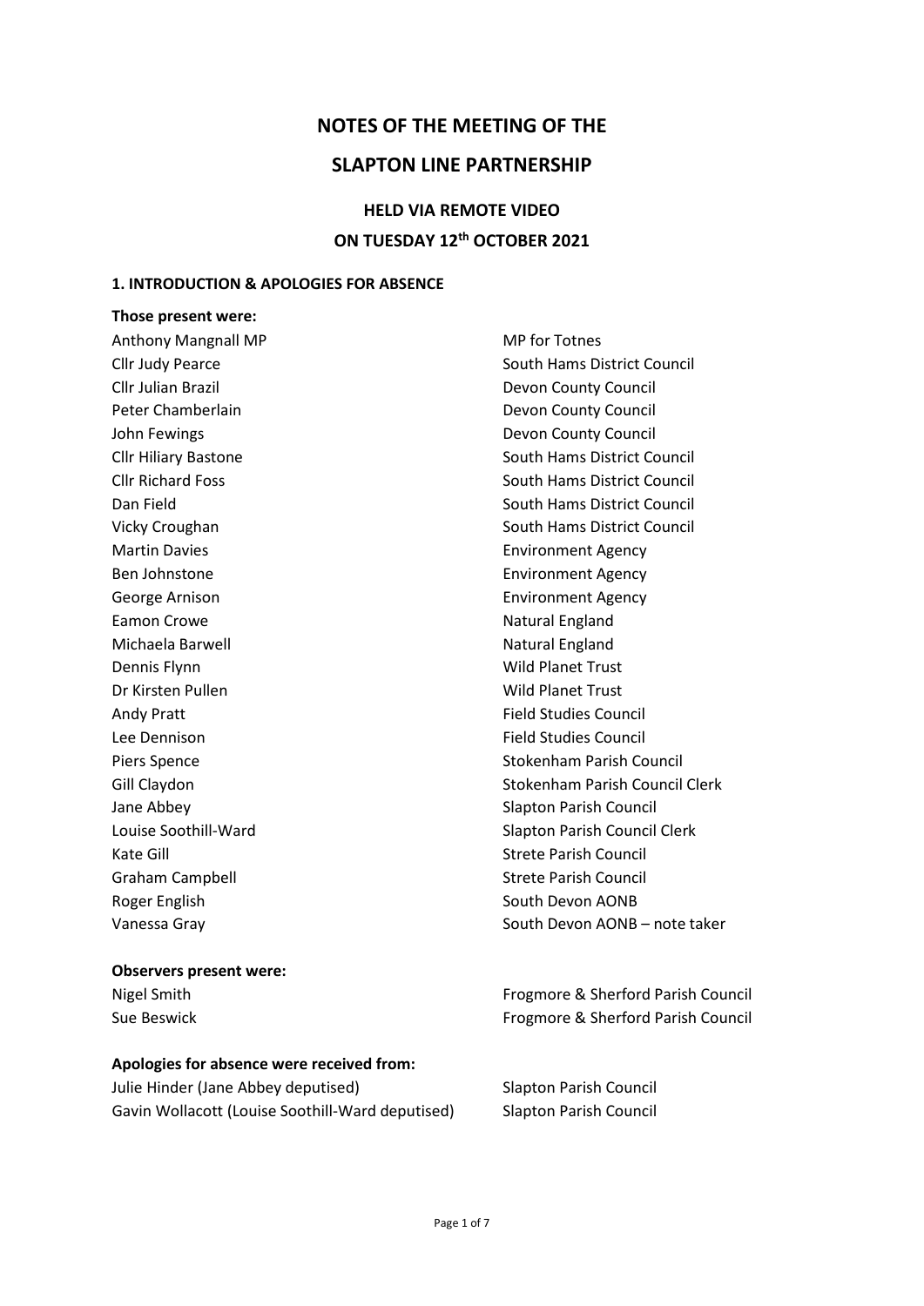# NOTES OF THE MEETING OF THE

# SLAPTON LINE PARTNERSHIP

## HELD VIA REMOTE VIDEO

## ON TUESDAY 12th OCTOBER 2021

### 1. INTRODUCTION & APOLOGIES FOR ABSENCE

**Those present were:**

| | |
|---|---|
| Anthony Mangnall MP | MP for Totnes |
| Cllr Judy Pearce | South Hams District Council |
| Cllr Julian Brazil | Devon County Council |
| Peter Chamberlain | Devon County Council |
| John Fewings | Devon County Council |
| Cllr Hiliary Bastone | South Hams District Council |
| Cllr Richard Foss | South Hams District Council |
| Dan Field | South Hams District Council |
| Vicky Croughan | South Hams District Council |
| Martin Davies | Environment Agency |
| Ben Johnstone | Environment Agency |
| George Arnison | Environment Agency |
| Eamon Crowe | Natural England |
| Michaela Barwell | Natural England |
| Dennis Flynn | Wild Planet Trust |
| Dr Kirsten Pullen | Wild Planet Trust |
| Andy Pratt | Field Studies Council |
| Lee Dennison | Field Studies Council |
| Piers Spence | Stokenham Parish Council |
| Gill Claydon | Stokenham Parish Council Clerk |
| Jane Abbey | Slapton Parish Council |
| Louise Soothill-Ward | Slapton Parish Council Clerk |
| Kate Gill | Strete Parish Council |
| Graham Campbell | Strete Parish Council |
| Roger English | South Devon AONB |
| Vanessa Gray | South Devon AONB – note taker |

**Observers present were:**

| | |
|---|---|
| Nigel Smith | Frogmore & Sherford Parish Council |
| Sue Beswick | Frogmore & Sherford Parish Council |

**Apologies for absence were received from:**

| | |
|---|---|
| Julie Hinder (Jane Abbey deputised) | Slapton Parish Council |
| Gavin Wollacott (Louise Soothill-Ward deputised) | Slapton Parish Council |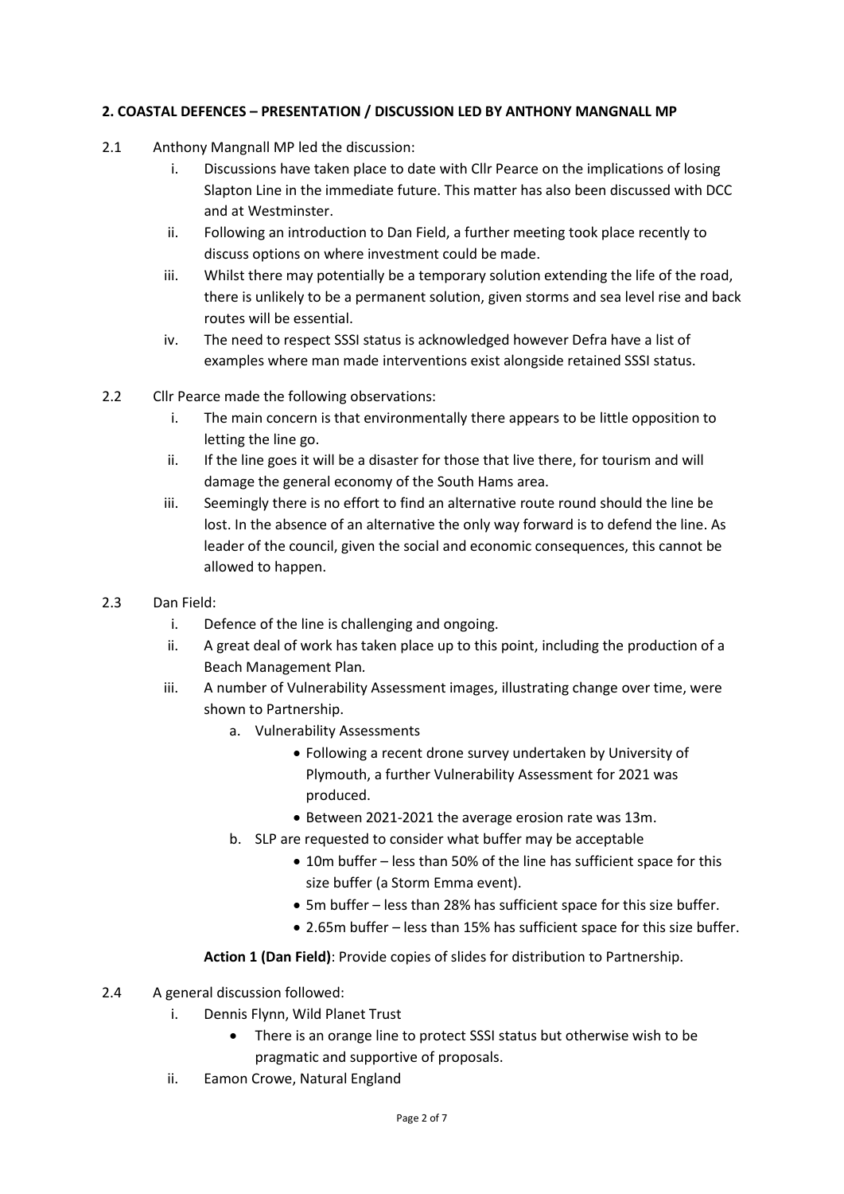**2. COASTAL DEFENCES – PRESENTATION / DISCUSSION LED BY ANTHONY MANGNALL MP**

2.1 Anthony Mangnall MP led the discussion:

i. Discussions have taken place to date with Cllr Pearce on the implications of losing Slapton Line in the immediate future. This matter has also been discussed with DCC and at Westminster.

ii. Following an introduction to Dan Field, a further meeting took place recently to discuss options on where investment could be made.

iii. Whilst there may potentially be a temporary solution extending the life of the road, there is unlikely to be a permanent solution, given storms and sea level rise and back routes will be essential.

iv. The need to respect SSSI status is acknowledged however Defra have a list of examples where man made interventions exist alongside retained SSSI status.

2.2 Cllr Pearce made the following observations:

i. The main concern is that environmentally there appears to be little opposition to letting the line go.

ii. If the line goes it will be a disaster for those that live there, for tourism and will damage the general economy of the South Hams area.

iii. Seemingly there is no effort to find an alternative route round should the line be lost. In the absence of an alternative the only way forward is to defend the line. As leader of the council, given the social and economic consequences, this cannot be allowed to happen.

2.3 Dan Field:

i. Defence of the line is challenging and ongoing.

ii. A great deal of work has taken place up to this point, including the production of a Beach Management Plan.

iii. A number of Vulnerability Assessment images, illustrating change over time, were shown to Partnership.

a. Vulnerability Assessments

- Following a recent drone survey undertaken by University of Plymouth, a further Vulnerability Assessment for 2021 was produced.
- Between 2021-2021 the average erosion rate was 13m.

b. SLP are requested to consider what buffer may be acceptable

- 10m buffer – less than 50% of the line has sufficient space for this size buffer (a Storm Emma event).
- 5m buffer – less than 28% has sufficient space for this size buffer.
- 2.65m buffer – less than 15% has sufficient space for this size buffer.

**Action 1 (Dan Field)**: Provide copies of slides for distribution to Partnership.

2.4 A general discussion followed:

i. Dennis Flynn, Wild Planet Trust

- There is an orange line to protect SSSI status but otherwise wish to be pragmatic and supportive of proposals.

ii. Eamon Crowe, Natural England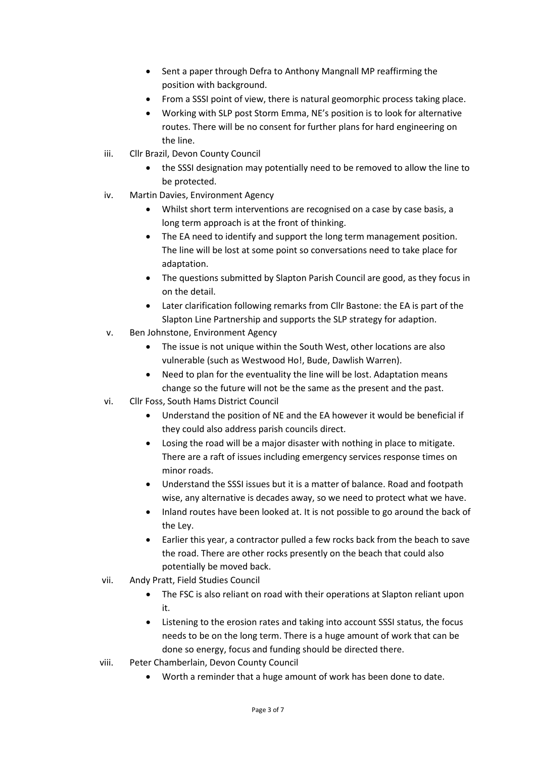- Sent a paper through Defra to Anthony Mangnall MP reaffirming the position with background.
- From a SSSI point of view, there is natural geomorphic process taking place.
- Working with SLP post Storm Emma, NE's position is to look for alternative routes. There will be no consent for further plans for hard engineering on the line.

iii. Cllr Brazil, Devon County Council
  - the SSSI designation may potentially need to be removed to allow the line to be protected.

iv. Martin Davies, Environment Agency
  - Whilst short term interventions are recognised on a case by case basis, a long term approach is at the front of thinking.
  - The EA need to identify and support the long term management position. The line will be lost at some point so conversations need to take place for adaptation.
  - The questions submitted by Slapton Parish Council are good, as they focus in on the detail.
  - Later clarification following remarks from Cllr Bastone: the EA is part of the Slapton Line Partnership and supports the SLP strategy for adaption.

v. Ben Johnstone, Environment Agency
  - The issue is not unique within the South West, other locations are also vulnerable (such as Westwood Ho!, Bude, Dawlish Warren).
  - Need to plan for the eventuality the line will be lost. Adaptation means change so the future will not be the same as the present and the past.

vi. Cllr Foss, South Hams District Council
  - Understand the position of NE and the EA however it would be beneficial if they could also address parish councils direct.
  - Losing the road will be a major disaster with nothing in place to mitigate. There are a raft of issues including emergency services response times on minor roads.
  - Understand the SSSI issues but it is a matter of balance. Road and footpath wise, any alternative is decades away, so we need to protect what we have.
  - Inland routes have been looked at. It is not possible to go around the back of the Ley.
  - Earlier this year, a contractor pulled a few rocks back from the beach to save the road. There are other rocks presently on the beach that could also potentially be moved back.

vii. Andy Pratt, Field Studies Council
  - The FSC is also reliant on road with their operations at Slapton reliant upon it.
  - Listening to the erosion rates and taking into account SSSI status, the focus needs to be on the long term. There is a huge amount of work that can be done so energy, focus and funding should be directed there.

viii. Peter Chamberlain, Devon County Council
  - Worth a reminder that a huge amount of work has been done to date.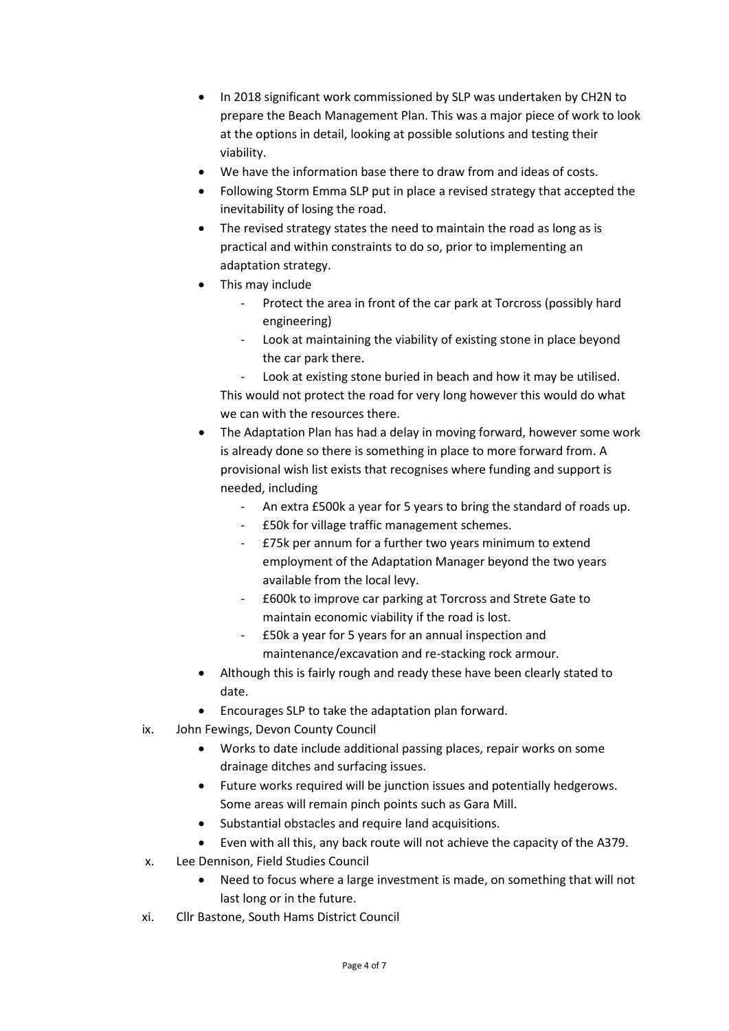- In 2018 significant work commissioned by SLP was undertaken by CH2N to prepare the Beach Management Plan. This was a major piece of work to look at the options in detail, looking at possible solutions and testing their viability.
- We have the information base there to draw from and ideas of costs.
- Following Storm Emma SLP put in place a revised strategy that accepted the inevitability of losing the road.
- The revised strategy states the need to maintain the road as long as is practical and within constraints to do so, prior to implementing an adaptation strategy.
- This may include
  - Protect the area in front of the car park at Torcross (possibly hard engineering)
  - Look at maintaining the viability of existing stone in place beyond the car park there.
  - Look at existing stone buried in beach and how it may be utilised.

  This would not protect the road for very long however this would do what we can with the resources there.
- The Adaptation Plan has had a delay in moving forward, however some work is already done so there is something in place to more forward from. A provisional wish list exists that recognises where funding and support is needed, including
  - An extra £500k a year for 5 years to bring the standard of roads up.
  - £50k for village traffic management schemes.
  - £75k per annum for a further two years minimum to extend employment of the Adaptation Manager beyond the two years available from the local levy.
  - £600k to improve car parking at Torcross and Strete Gate to maintain economic viability if the road is lost.
  - £50k a year for 5 years for an annual inspection and maintenance/excavation and re-stacking rock armour.
- Although this is fairly rough and ready these have been clearly stated to date.
- Encourages SLP to take the adaptation plan forward.

ix. John Fewings, Devon County Council
- Works to date include additional passing places, repair works on some drainage ditches and surfacing issues.
- Future works required will be junction issues and potentially hedgerows. Some areas will remain pinch points such as Gara Mill.
- Substantial obstacles and require land acquisitions.
- Even with all this, any back route will not achieve the capacity of the A379.

x. Lee Dennison, Field Studies Council
- Need to focus where a large investment is made, on something that will not last long or in the future.

xi. Cllr Bastone, South Hams District Council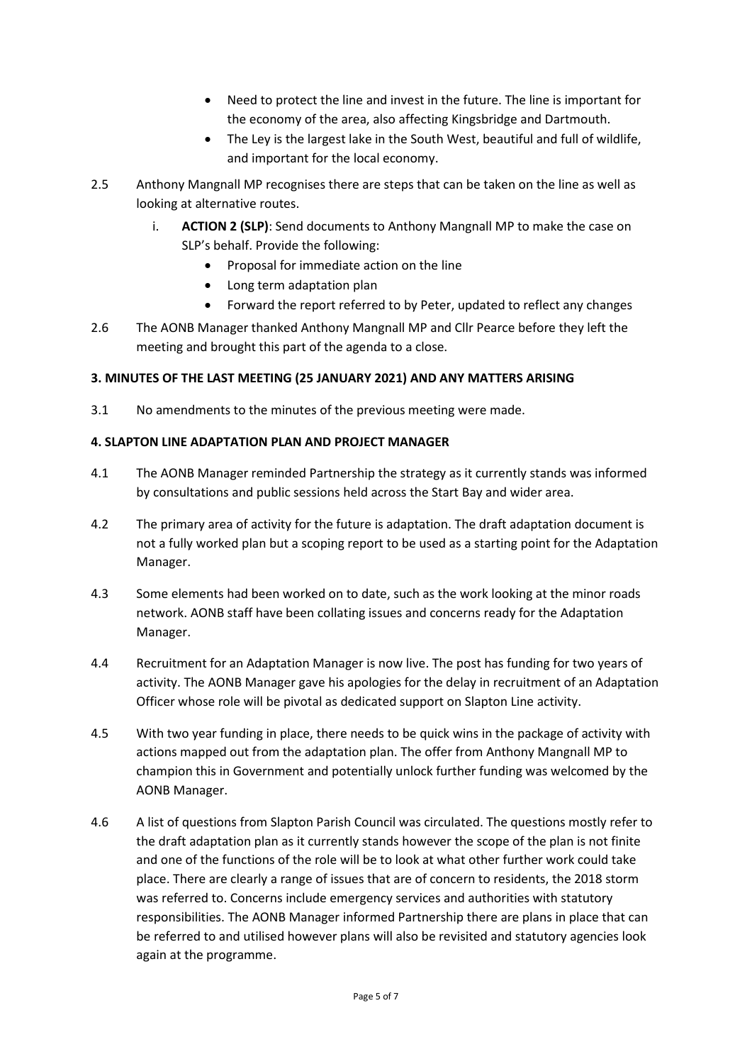- Need to protect the line and invest in the future. The line is important for the economy of the area, also affecting Kingsbridge and Dartmouth.
- The Ley is the largest lake in the South West, beautiful and full of wildlife, and important for the local economy.

2.5 Anthony Mangnall MP recognises there are steps that can be taken on the line as well as looking at alternative routes.

   i. **ACTION 2 (SLP)**: Send documents to Anthony Mangnall MP to make the case on SLP's behalf. Provide the following:
      - Proposal for immediate action on the line
      - Long term adaptation plan
      - Forward the report referred to by Peter, updated to reflect any changes

2.6 The AONB Manager thanked Anthony Mangnall MP and Cllr Pearce before they left the meeting and brought this part of the agenda to a close.

**3. MINUTES OF THE LAST MEETING (25 JANUARY 2021) AND ANY MATTERS ARISING**

3.1 No amendments to the minutes of the previous meeting were made.

**4. SLAPTON LINE ADAPTATION PLAN AND PROJECT MANAGER**

4.1 The AONB Manager reminded Partnership the strategy as it currently stands was informed by consultations and public sessions held across the Start Bay and wider area.

4.2 The primary area of activity for the future is adaptation. The draft adaptation document is not a fully worked plan but a scoping report to be used as a starting point for the Adaptation Manager.

4.3 Some elements had been worked on to date, such as the work looking at the minor roads network. AONB staff have been collating issues and concerns ready for the Adaptation Manager.

4.4 Recruitment for an Adaptation Manager is now live. The post has funding for two years of activity. The AONB Manager gave his apologies for the delay in recruitment of an Adaptation Officer whose role will be pivotal as dedicated support on Slapton Line activity.

4.5 With two year funding in place, there needs to be quick wins in the package of activity with actions mapped out from the adaptation plan. The offer from Anthony Mangnall MP to champion this in Government and potentially unlock further funding was welcomed by the AONB Manager.

4.6 A list of questions from Slapton Parish Council was circulated. The questions mostly refer to the draft adaptation plan as it currently stands however the scope of the plan is not finite and one of the functions of the role will be to look at what other further work could take place. There are clearly a range of issues that are of concern to residents, the 2018 storm was referred to. Concerns include emergency services and authorities with statutory responsibilities. The AONB Manager informed Partnership there are plans in place that can be referred to and utilised however plans will also be revisited and statutory agencies look again at the programme.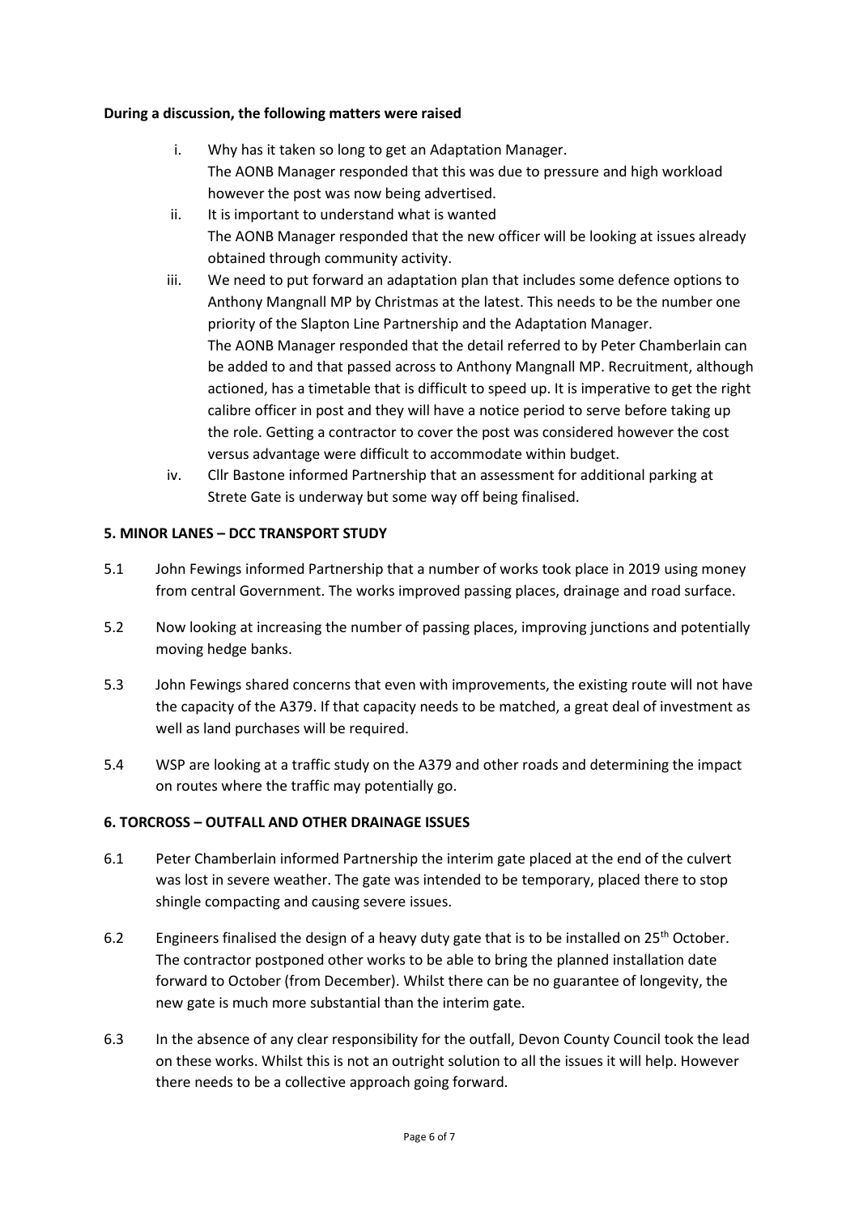**During a discussion, the following matters were raised**

i. Why has it taken so long to get an Adaptation Manager.
   The AONB Manager responded that this was due to pressure and high workload however the post was now being advertised.

ii. It is important to understand what is wanted
   The AONB Manager responded that the new officer will be looking at issues already obtained through community activity.

iii. We need to put forward an adaptation plan that includes some defence options to Anthony Mangnall MP by Christmas at the latest. This needs to be the number one priority of the Slapton Line Partnership and the Adaptation Manager.
   The AONB Manager responded that the detail referred to by Peter Chamberlain can be added to and that passed across to Anthony Mangnall MP. Recruitment, although actioned, has a timetable that is difficult to speed up. It is imperative to get the right calibre officer in post and they will have a notice period to serve before taking up the role. Getting a contractor to cover the post was considered however the cost versus advantage were difficult to accommodate within budget.

iv. Cllr Bastone informed Partnership that an assessment for additional parking at Strete Gate is underway but some way off being finalised.

## 5. MINOR LANES – DCC TRANSPORT STUDY

5.1 John Fewings informed Partnership that a number of works took place in 2019 using money from central Government. The works improved passing places, drainage and road surface.

5.2 Now looking at increasing the number of passing places, improving junctions and potentially moving hedge banks.

5.3 John Fewings shared concerns that even with improvements, the existing route will not have the capacity of the A379. If that capacity needs to be matched, a great deal of investment as well as land purchases will be required.

5.4 WSP are looking at a traffic study on the A379 and other roads and determining the impact on routes where the traffic may potentially go.

## 6. TORCROSS – OUTFALL AND OTHER DRAINAGE ISSUES

6.1 Peter Chamberlain informed Partnership the interim gate placed at the end of the culvert was lost in severe weather. The gate was intended to be temporary, placed there to stop shingle compacting and causing severe issues.

6.2 Engineers finalised the design of a heavy duty gate that is to be installed on 25th October. The contractor postponed other works to be able to bring the planned installation date forward to October (from December). Whilst there can be no guarantee of longevity, the new gate is much more substantial than the interim gate.

6.3 In the absence of any clear responsibility for the outfall, Devon County Council took the lead on these works. Whilst this is not an outright solution to all the issues it will help. However there needs to be a collective approach going forward.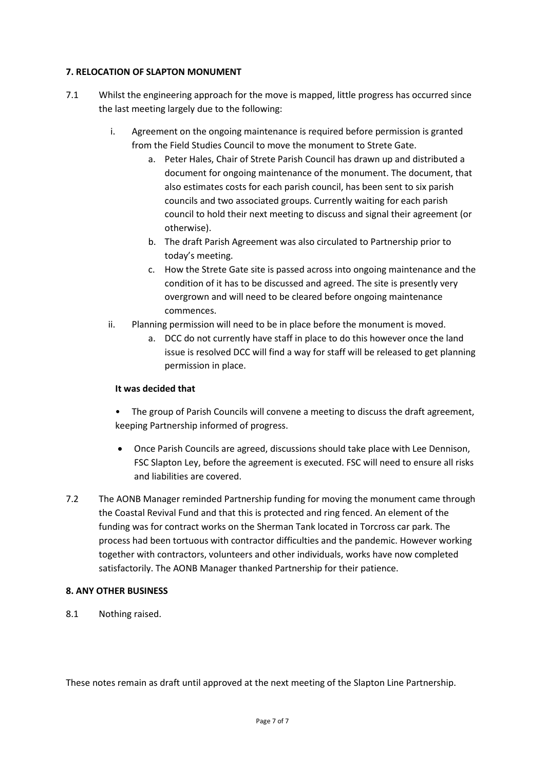**7. RELOCATION OF SLAPTON MONUMENT**

7.1 Whilst the engineering approach for the move is mapped, little progress has occurred since the last meeting largely due to the following:

i. Agreement on the ongoing maintenance is required before permission is granted from the Field Studies Council to move the monument to Strete Gate.
   a. Peter Hales, Chair of Strete Parish Council has drawn up and distributed a document for ongoing maintenance of the monument. The document, that also estimates costs for each parish council, has been sent to six parish councils and two associated groups. Currently waiting for each parish council to hold their next meeting to discuss and signal their agreement (or otherwise).
   b. The draft Parish Agreement was also circulated to Partnership prior to today's meeting.
   c. How the Strete Gate site is passed across into ongoing maintenance and the condition of it has to be discussed and agreed. The site is presently very overgrown and will need to be cleared before ongoing maintenance commences.

ii. Planning permission will need to be in place before the monument is moved.
   a. DCC do not currently have staff in place to do this however once the land issue is resolved DCC will find a way for staff will be released to get planning permission in place.

**It was decided that**

- The group of Parish Councils will convene a meeting to discuss the draft agreement, keeping Partnership informed of progress.
- Once Parish Councils are agreed, discussions should take place with Lee Dennison, FSC Slapton Ley, before the agreement is executed. FSC will need to ensure all risks and liabilities are covered.

7.2 The AONB Manager reminded Partnership funding for moving the monument came through the Coastal Revival Fund and that this is protected and ring fenced. An element of the funding was for contract works on the Sherman Tank located in Torcross car park. The process had been tortuous with contractor difficulties and the pandemic. However working together with contractors, volunteers and other individuals, works have now completed satisfactorily. The AONB Manager thanked Partnership for their patience.

**8. ANY OTHER BUSINESS**

8.1 Nothing raised.

These notes remain as draft until approved at the next meeting of the Slapton Line Partnership.